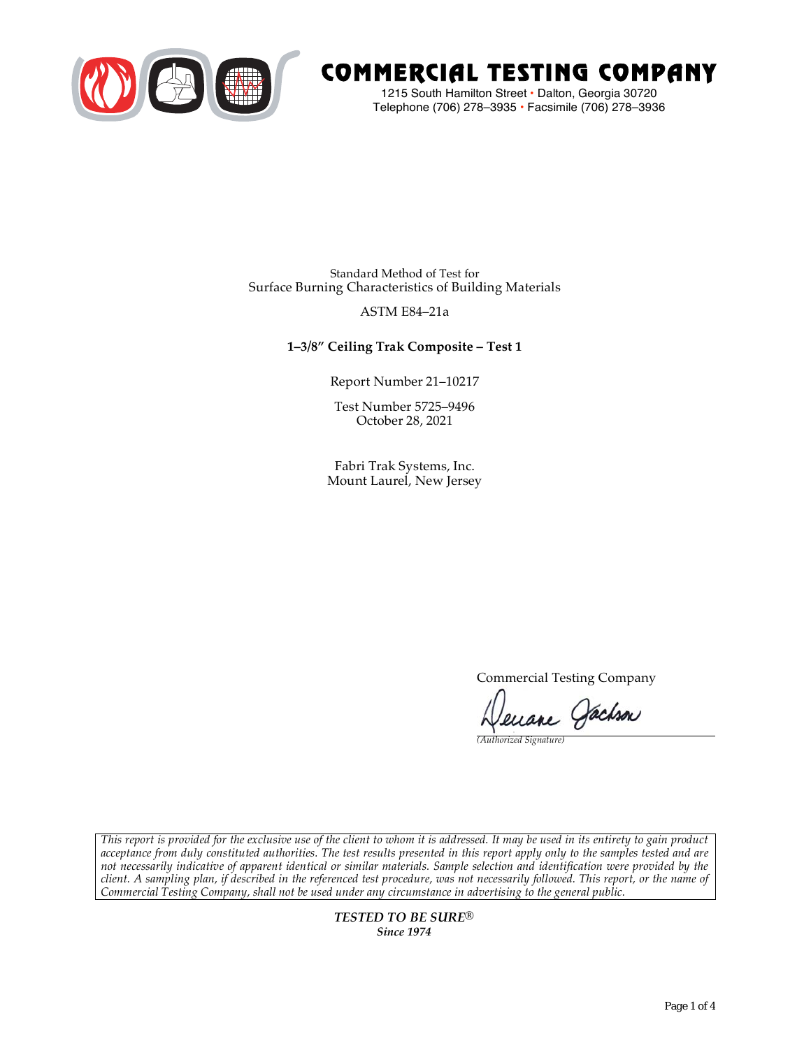# COMMERCIAL TESTING COMPANY

1215 South Hamilton Street • Dalton, Georgia 30720
Telephone (706) 278–3935 • Facsimile (706) 278–3936

Standard Method of Test for
Surface Burning Characteristics of Building Materials

ASTM E84–21a

**1–3/8″ Ceiling Trak Composite – Test 1**

Report Number 21–10217

Test Number 5725–9496
October 28, 2021

Fabri Trak Systems, Inc.
Mount Laurel, New Jersey

Commercial Testing Company

Deuane Jackson
*(Authorized Signature)*

*This report is provided for the exclusive use of the client to whom it is addressed. It may be used in its entirety to gain product acceptance from duly constituted authorities. The test results presented in this report apply only to the samples tested and are not necessarily indicative of apparent identical or similar materials. Sample selection and identification were provided by the client. A sampling plan, if described in the referenced test procedure, was not necessarily followed. This report, or the name of Commercial Testing Company, shall not be used under any circumstance in advertising to the general public.*

***TESTED TO BE SURE®***
***Since 1974***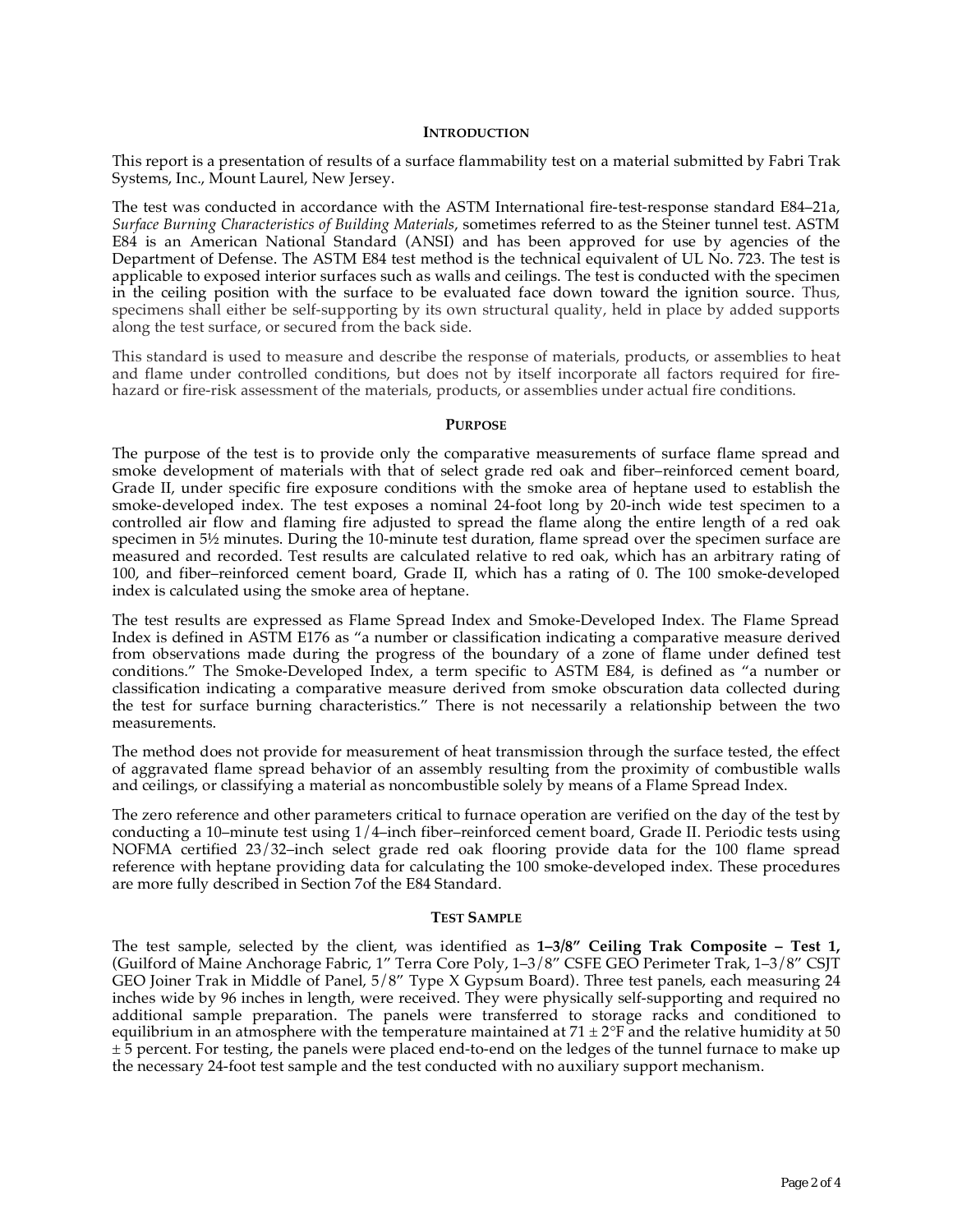## Introduction

This report is a presentation of results of a surface flammability test on a material submitted by Fabri Trak Systems, Inc., Mount Laurel, New Jersey.

The test was conducted in accordance with the ASTM International fire-test-response standard E84–21a, *Surface Burning Characteristics of Building Materials*, sometimes referred to as the Steiner tunnel test. ASTM E84 is an American National Standard (ANSI) and has been approved for use by agencies of the Department of Defense. The ASTM E84 test method is the technical equivalent of UL No. 723. The test is applicable to exposed interior surfaces such as walls and ceilings. The test is conducted with the specimen in the ceiling position with the surface to be evaluated face down toward the ignition source. Thus, specimens shall either be self-supporting by its own structural quality, held in place by added supports along the test surface, or secured from the back side.

This standard is used to measure and describe the response of materials, products, or assemblies to heat and flame under controlled conditions, but does not by itself incorporate all factors required for fire-hazard or fire-risk assessment of the materials, products, or assemblies under actual fire conditions.

## Purpose

The purpose of the test is to provide only the comparative measurements of surface flame spread and smoke development of materials with that of select grade red oak and fiber–reinforced cement board, Grade II, under specific fire exposure conditions with the smoke area of heptane used to establish the smoke-developed index. The test exposes a nominal 24-foot long by 20-inch wide test specimen to a controlled air flow and flaming fire adjusted to spread the flame along the entire length of a red oak specimen in 5½ minutes. During the 10-minute test duration, flame spread over the specimen surface are measured and recorded. Test results are calculated relative to red oak, which has an arbitrary rating of 100, and fiber–reinforced cement board, Grade II, which has a rating of 0. The 100 smoke-developed index is calculated using the smoke area of heptane.

The test results are expressed as Flame Spread Index and Smoke-Developed Index. The Flame Spread Index is defined in ASTM E176 as "a number or classification indicating a comparative measure derived from observations made during the progress of the boundary of a zone of flame under defined test conditions." The Smoke-Developed Index, a term specific to ASTM E84, is defined as "a number or classification indicating a comparative measure derived from smoke obscuration data collected during the test for surface burning characteristics." There is not necessarily a relationship between the two measurements.

The method does not provide for measurement of heat transmission through the surface tested, the effect of aggravated flame spread behavior of an assembly resulting from the proximity of combustible walls and ceilings, or classifying a material as noncombustible solely by means of a Flame Spread Index.

The zero reference and other parameters critical to furnace operation are verified on the day of the test by conducting a 10–minute test using 1/4–inch fiber–reinforced cement board, Grade II. Periodic tests using NOFMA certified 23/32–inch select grade red oak flooring provide data for the 100 flame spread reference with heptane providing data for calculating the 100 smoke-developed index. These procedures are more fully described in Section 7of the E84 Standard.

## Test Sample

The test sample, selected by the client, was identified as **1–3/8" Ceiling Trak Composite – Test 1,** (Guilford of Maine Anchorage Fabric, 1" Terra Core Poly, 1–3/8" CSFE GEO Perimeter Trak, 1–3/8" CSJT GEO Joiner Trak in Middle of Panel, 5/8" Type X Gypsum Board). Three test panels, each measuring 24 inches wide by 96 inches in length, were received. They were physically self-supporting and required no additional sample preparation. The panels were transferred to storage racks and conditioned to equilibrium in an atmosphere with the temperature maintained at 71 ± 2°F and the relative humidity at 50 ± 5 percent. For testing, the panels were placed end-to-end on the ledges of the tunnel furnace to make up the necessary 24-foot test sample and the test conducted with no auxiliary support mechanism.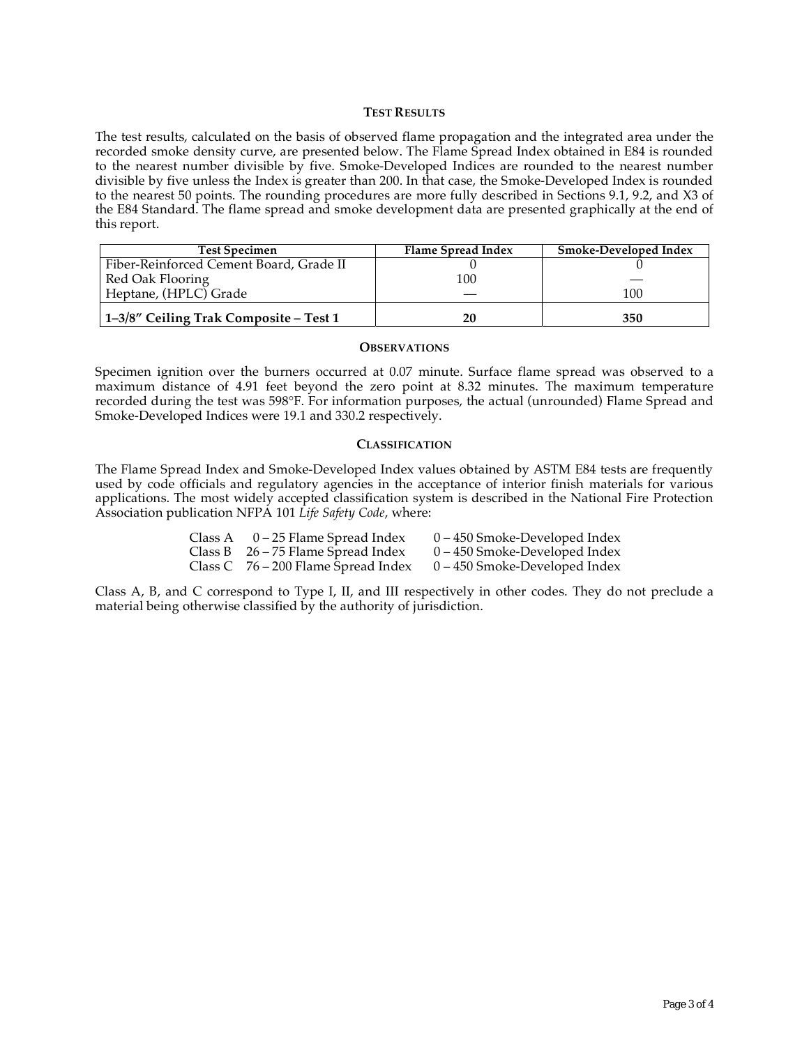## Test Results

The test results, calculated on the basis of observed flame propagation and the integrated area under the recorded smoke density curve, are presented below. The Flame Spread Index obtained in E84 is rounded to the nearest number divisible by five. Smoke-Developed Indices are rounded to the nearest number divisible by five unless the Index is greater than 200. In that case, the Smoke-Developed Index is rounded to the nearest 50 points. The rounding procedures are more fully described in Sections 9.1, 9.2, and X3 of the E84 Standard. The flame spread and smoke development data are presented graphically at the end of this report.

| Test Specimen | Flame Spread Index | Smoke-Developed Index |
|---|---|---|
| Fiber-Reinforced Cement Board, Grade II | 0 | 0 |
| Red Oak Flooring | 100 | — |
| Heptane, (HPLC) Grade | — | 100 |
| **1–3/8″ Ceiling Trak Composite – Test 1** | **20** | **350** |

## Observations

Specimen ignition over the burners occurred at 0.07 minute. Surface flame spread was observed to a maximum distance of 4.91 feet beyond the zero point at 8.32 minutes. The maximum temperature recorded during the test was 598°F. For information purposes, the actual (unrounded) Flame Spread and Smoke-Developed Indices were 19.1 and 330.2 respectively.

## Classification

The Flame Spread Index and Smoke-Developed Index values obtained by ASTM E84 tests are frequently used by code officials and regulatory agencies in the acceptance of interior finish materials for various applications. The most widely accepted classification system is described in the National Fire Protection Association publication NFPA 101 *Life Safety Code*, where:

| | | |
|---|---|---|
| Class A | 0 – 25 Flame Spread Index | 0 – 450 Smoke-Developed Index |
| Class B | 26 – 75 Flame Spread Index | 0 – 450 Smoke-Developed Index |
| Class C | 76 – 200 Flame Spread Index | 0 – 450 Smoke-Developed Index |

Class A, B, and C correspond to Type I, II, and III respectively in other codes. They do not preclude a material being otherwise classified by the authority of jurisdiction.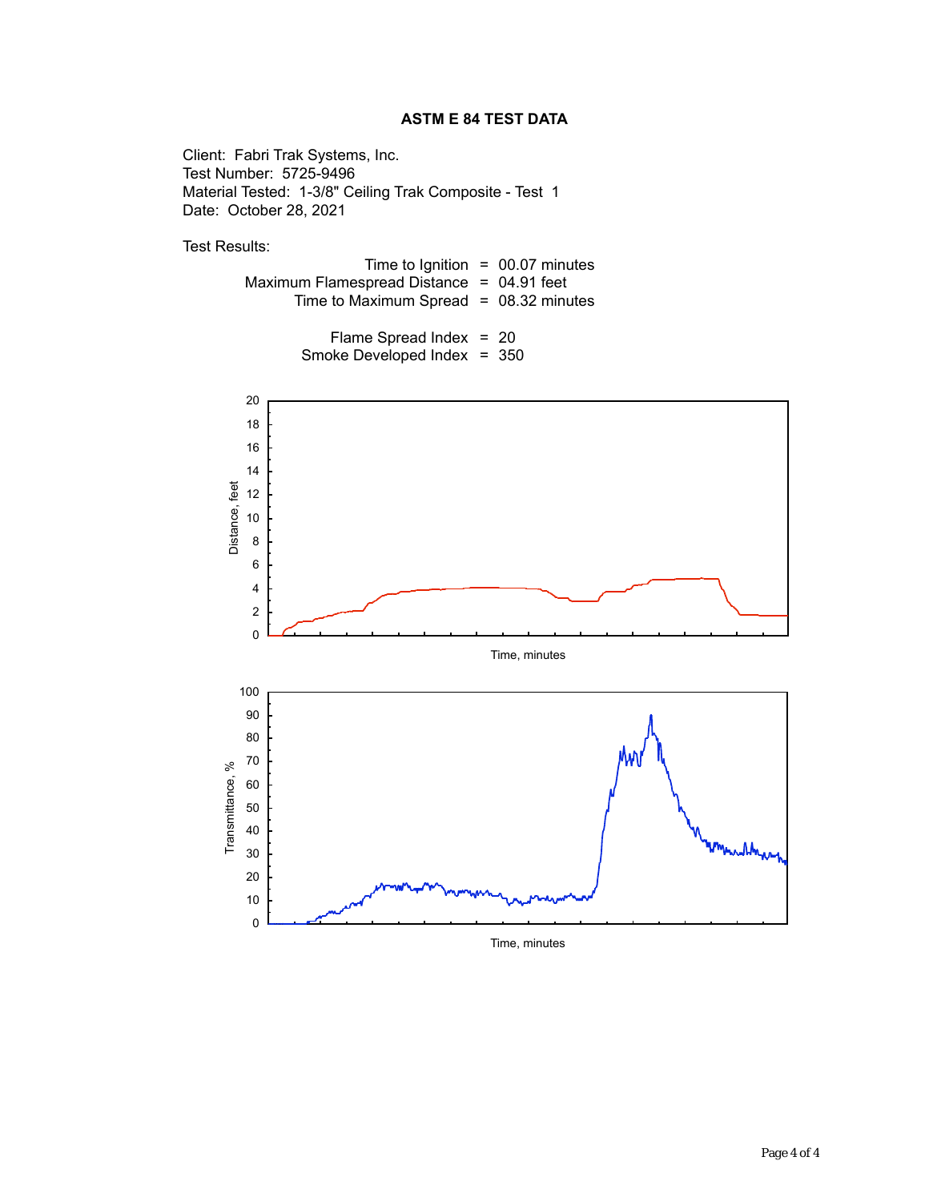# ASTM E 84 TEST DATA

Client: Fabri Trak Systems, Inc.
Test Number: 5725-9496
Material Tested: 1-3/8" Ceiling Trak Composite - Test 1
Date: October 28, 2021

Test Results:

Time to Ignition = 00.07 minutes
Maximum Flamespread Distance = 04.91 feet
Time to Maximum Spread = 08.32 minutes

Flame Spread Index = 20
Smoke Developed Index = 350

Distance, feet
20
18
16
14
12
10
8
6
4
2
0
Time, minutes

Transmittance, %
100
90
80
70
60
50
40
30
20
10
0
Time, minutes